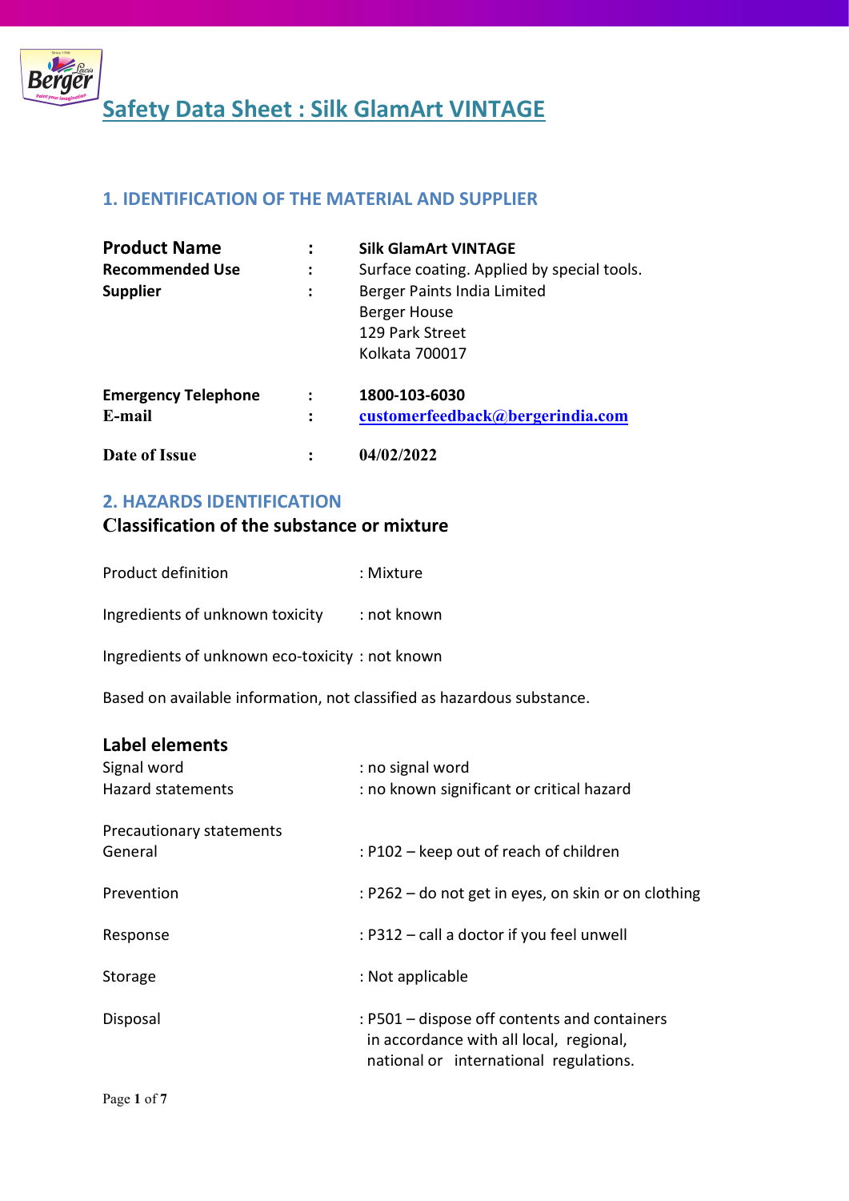# Safety Data Sheet : Silk GlamArt VINTAGE

## 1. IDENTIFICATION OF THE MATERIAL AND SUPPLIER

| | | |
|---|---|---|
| **Product Name** | : | **Silk GlamArt VINTAGE** |
| **Recommended Use** | : | Surface coating. Applied by special tools. |
| **Supplier** | : | Berger Paints India Limited<br>Berger House<br>129 Park Street<br>Kolkata 700017 |
| **Emergency Telephone** | : | **1800-103-6030** |
| **E-mail** | : | **customerfeedback@bergerindia.com** |
| **Date of Issue** | : | **04/02/2022** |

## 2. HAZARDS IDENTIFICATION

### Classification of the substance or mixture

Product definition : Mixture

Ingredients of unknown toxicity : not known

Ingredients of unknown eco-toxicity : not known

Based on available information, not classified as hazardous substance.

### Label elements

Signal word : no signal word

Hazard statements : no known significant or critical hazard

Precautionary statements

General : P102 – keep out of reach of children

Prevention : P262 – do not get in eyes, on skin or on clothing

Response : P312 – call a doctor if you feel unwell

Storage : Not applicable

Disposal : P501 – dispose off contents and containers in accordance with all local, regional, national or international regulations.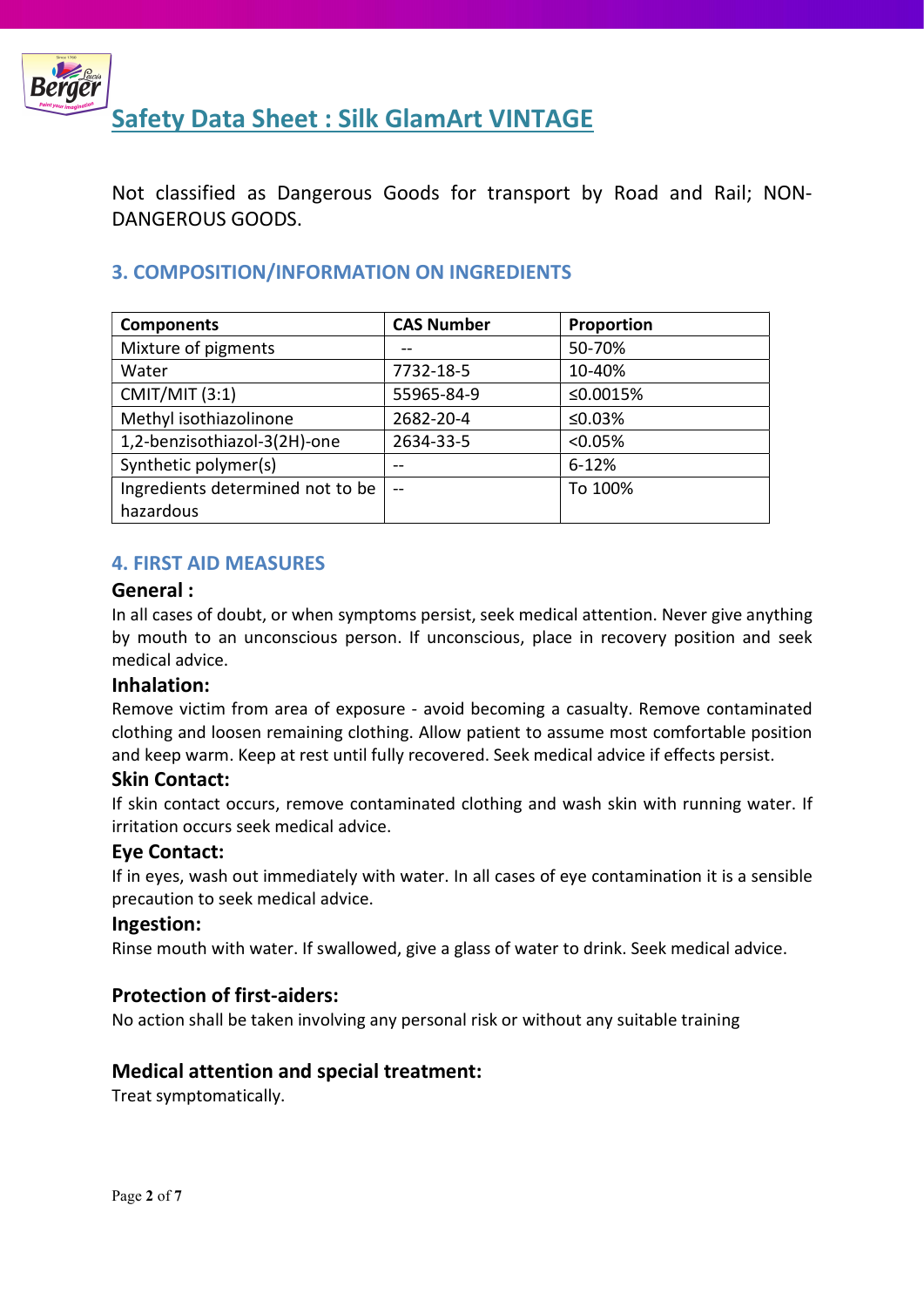# Safety Data Sheet : Silk GlamArt VINTAGE

Not classified as Dangerous Goods for transport by Road and Rail; NON-DANGEROUS GOODS.

## 3. COMPOSITION/INFORMATION ON INGREDIENTS

| Components | CAS Number | Proportion |
| --- | --- | --- |
| Mixture of pigments | -- | 50-70% |
| Water | 7732-18-5 | 10-40% |
| CMIT/MIT (3:1) | 55965-84-9 | ≤0.0015% |
| Methyl isothiazolinone | 2682-20-4 | ≤0.03% |
| 1,2-benzisothiazol-3(2H)-one | 2634-33-5 | <0.05% |
| Synthetic polymer(s) | -- | 6-12% |
| Ingredients determined not to be hazardous | -- | To 100% |

## 4. FIRST AID MEASURES

### General :

In all cases of doubt, or when symptoms persist, seek medical attention. Never give anything by mouth to an unconscious person. If unconscious, place in recovery position and seek medical advice.

### Inhalation:

Remove victim from area of exposure - avoid becoming a casualty. Remove contaminated clothing and loosen remaining clothing. Allow patient to assume most comfortable position and keep warm. Keep at rest until fully recovered. Seek medical advice if effects persist.

### Skin Contact:

If skin contact occurs, remove contaminated clothing and wash skin with running water. If irritation occurs seek medical advice.

### Eye Contact:

If in eyes, wash out immediately with water. In all cases of eye contamination it is a sensible precaution to seek medical advice.

### Ingestion:

Rinse mouth with water. If swallowed, give a glass of water to drink. Seek medical advice.

### Protection of first-aiders:

No action shall be taken involving any personal risk or without any suitable training

### Medical attention and special treatment:

Treat symptomatically.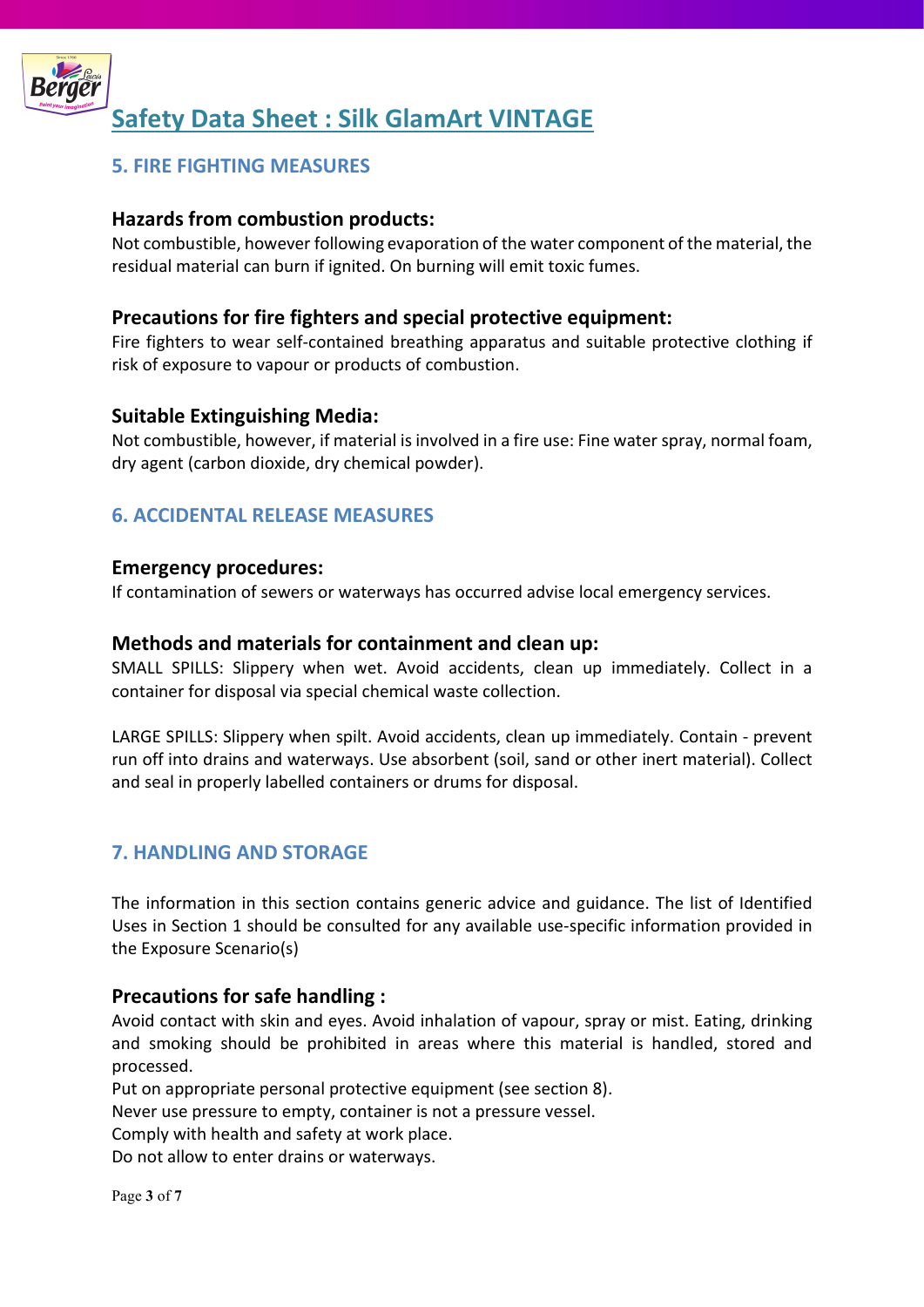## 5. FIRE FIGHTING MEASURES

### Hazards from combustion products:

Not combustible, however following evaporation of the water component of the material, the residual material can burn if ignited. On burning will emit toxic fumes.

### Precautions for fire fighters and special protective equipment:

Fire fighters to wear self-contained breathing apparatus and suitable protective clothing if risk of exposure to vapour or products of combustion.

### Suitable Extinguishing Media:

Not combustible, however, if material is involved in a fire use: Fine water spray, normal foam, dry agent (carbon dioxide, dry chemical powder).

## 6. ACCIDENTAL RELEASE MEASURES

### Emergency procedures:

If contamination of sewers or waterways has occurred advise local emergency services.

### Methods and materials for containment and clean up:

SMALL SPILLS: Slippery when wet. Avoid accidents, clean up immediately. Collect in a container for disposal via special chemical waste collection.

LARGE SPILLS: Slippery when spilt. Avoid accidents, clean up immediately. Contain - prevent run off into drains and waterways. Use absorbent (soil, sand or other inert material). Collect and seal in properly labelled containers or drums for disposal.

## 7. HANDLING AND STORAGE

The information in this section contains generic advice and guidance. The list of Identified Uses in Section 1 should be consulted for any available use-specific information provided in the Exposure Scenario(s)

### Precautions for safe handling :

Avoid contact with skin and eyes. Avoid inhalation of vapour, spray or mist. Eating, drinking and smoking should be prohibited in areas where this material is handled, stored and processed.
Put on appropriate personal protective equipment (see section 8).
Never use pressure to empty, container is not a pressure vessel.
Comply with health and safety at work place.
Do not allow to enter drains or waterways.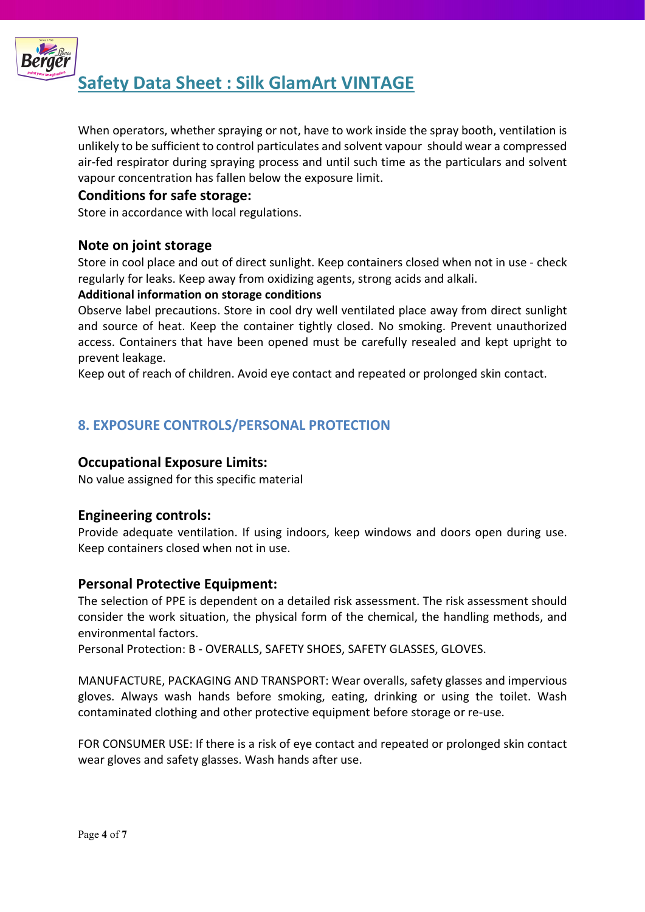When operators, whether spraying or not, have to work inside the spray booth, ventilation is unlikely to be sufficient to control particulates and solvent vapour should wear a compressed air-fed respirator during spraying process and until such time as the particulars and solvent vapour concentration has fallen below the exposure limit.

### Conditions for safe storage:

Store in accordance with local regulations.

### Note on joint storage

Store in cool place and out of direct sunlight. Keep containers closed when not in use - check regularly for leaks. Keep away from oxidizing agents, strong acids and alkali.

**Additional information on storage conditions**

Observe label precautions. Store in cool dry well ventilated place away from direct sunlight and source of heat. Keep the container tightly closed. No smoking. Prevent unauthorized access. Containers that have been opened must be carefully resealed and kept upright to prevent leakage.

Keep out of reach of children. Avoid eye contact and repeated or prolonged skin contact.

## 8. EXPOSURE CONTROLS/PERSONAL PROTECTION

### Occupational Exposure Limits:

No value assigned for this specific material

### Engineering controls:

Provide adequate ventilation. If using indoors, keep windows and doors open during use. Keep containers closed when not in use.

### Personal Protective Equipment:

The selection of PPE is dependent on a detailed risk assessment. The risk assessment should consider the work situation, the physical form of the chemical, the handling methods, and environmental factors.

Personal Protection: B - OVERALLS, SAFETY SHOES, SAFETY GLASSES, GLOVES.

MANUFACTURE, PACKAGING AND TRANSPORT: Wear overalls, safety glasses and impervious gloves. Always wash hands before smoking, eating, drinking or using the toilet. Wash contaminated clothing and other protective equipment before storage or re-use.

FOR CONSUMER USE: If there is a risk of eye contact and repeated or prolonged skin contact wear gloves and safety glasses. Wash hands after use.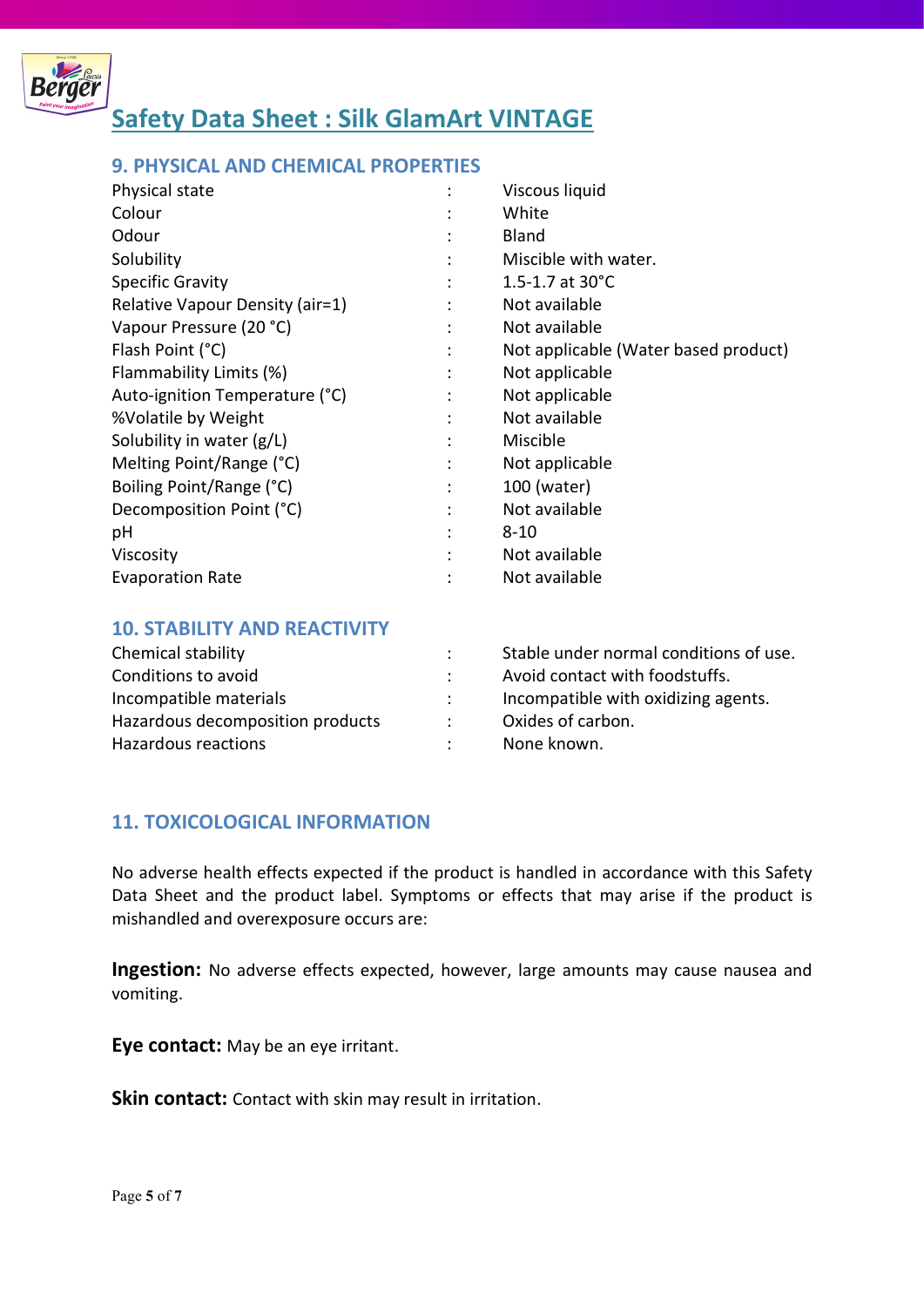# Safety Data Sheet : Silk GlamArt VINTAGE

## 9. PHYSICAL AND CHEMICAL PROPERTIES

| Property | | Value |
|---|---|---|
| Physical state | : | Viscous liquid |
| Colour | : | White |
| Odour | : | Bland |
| Solubility | : | Miscible with water. |
| Specific Gravity | : | 1.5-1.7 at 30°C |
| Relative Vapour Density (air=1) | : | Not available |
| Vapour Pressure (20 °C) | : | Not available |
| Flash Point (°C) | : | Not applicable (Water based product) |
| Flammability Limits (%) | : | Not applicable |
| Auto-ignition Temperature (°C) | : | Not applicable |
| %Volatile by Weight | : | Not available |
| Solubility in water (g/L) | : | Miscible |
| Melting Point/Range (°C) | : | Not applicable |
| Boiling Point/Range (°C) | : | 100 (water) |
| Decomposition Point (°C) | : | Not available |
| pH | : | 8-10 |
| Viscosity | : | Not available |
| Evaporation Rate | : | Not available |

## 10. STABILITY AND REACTIVITY

| Property | | Value |
|---|---|---|
| Chemical stability | : | Stable under normal conditions of use. |
| Conditions to avoid | : | Avoid contact with foodstuffs. |
| Incompatible materials | : | Incompatible with oxidizing agents. |
| Hazardous decomposition products | : | Oxides of carbon. |
| Hazardous reactions | : | None known. |

## 11. TOXICOLOGICAL INFORMATION

No adverse health effects expected if the product is handled in accordance with this Safety Data Sheet and the product label. Symptoms or effects that may arise if the product is mishandled and overexposure occurs are:

**Ingestion:** No adverse effects expected, however, large amounts may cause nausea and vomiting.

**Eye contact:** May be an eye irritant.

**Skin contact:** Contact with skin may result in irritation.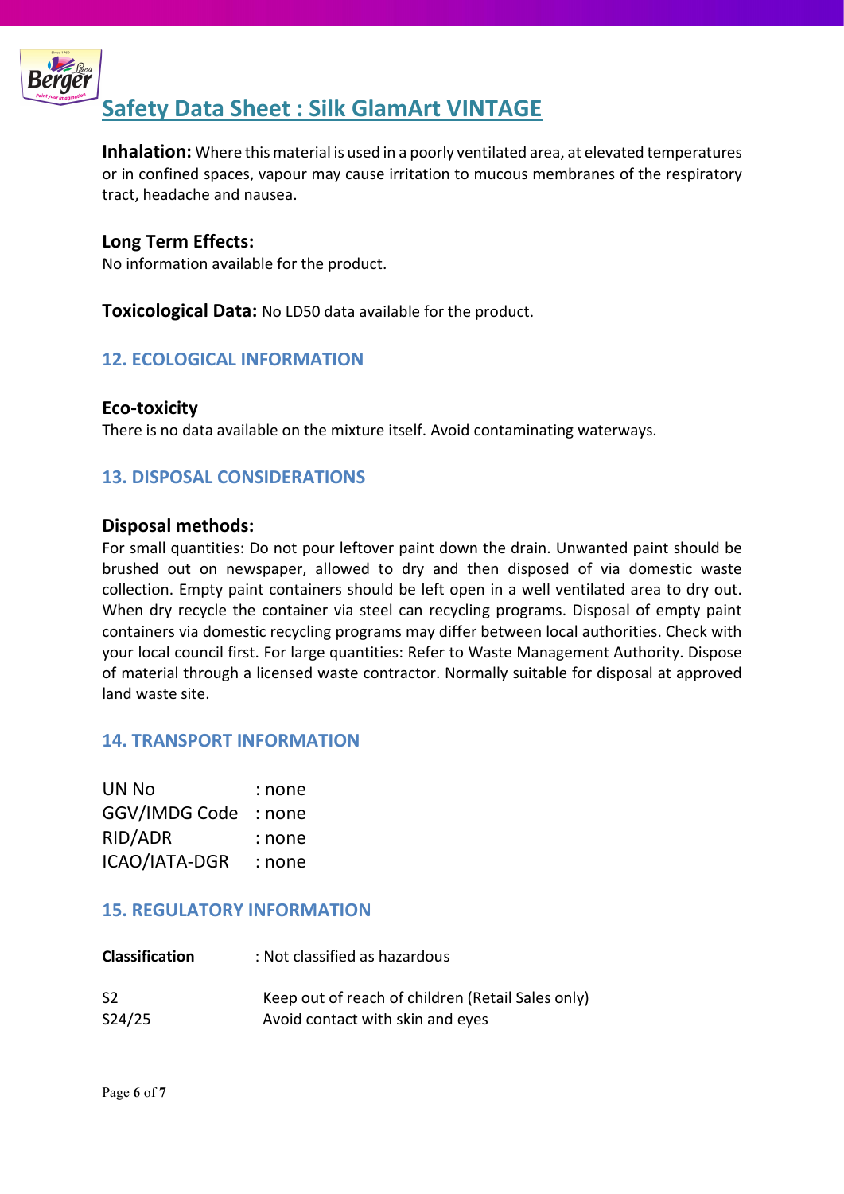**Inhalation:** Where this material is used in a poorly ventilated area, at elevated temperatures or in confined spaces, vapour may cause irritation to mucous membranes of the respiratory tract, headache and nausea.

**Long Term Effects:**
No information available for the product.

**Toxicological Data:** No LD50 data available for the product.

## 12. ECOLOGICAL INFORMATION

**Eco-toxicity**
There is no data available on the mixture itself. Avoid contaminating waterways.

## 13. DISPOSAL CONSIDERATIONS

**Disposal methods:**
For small quantities: Do not pour leftover paint down the drain. Unwanted paint should be brushed out on newspaper, allowed to dry and then disposed of via domestic waste collection. Empty paint containers should be left open in a well ventilated area to dry out. When dry recycle the container via steel can recycling programs. Disposal of empty paint containers via domestic recycling programs may differ between local authorities. Check with your local council first. For large quantities: Refer to Waste Management Authority. Dispose of material through a licensed waste contractor. Normally suitable for disposal at approved land waste site.

## 14. TRANSPORT INFORMATION

| | |
|---|---|
| UN No | : none |
| GGV/IMDG Code | : none |
| RID/ADR | : none |
| ICAO/IATA-DGR | : none |

## 15. REGULATORY INFORMATION

| | |
|---|---|
| **Classification** | : Not classified as hazardous |
| S2 | Keep out of reach of children (Retail Sales only) |
| S24/25 | Avoid contact with skin and eyes |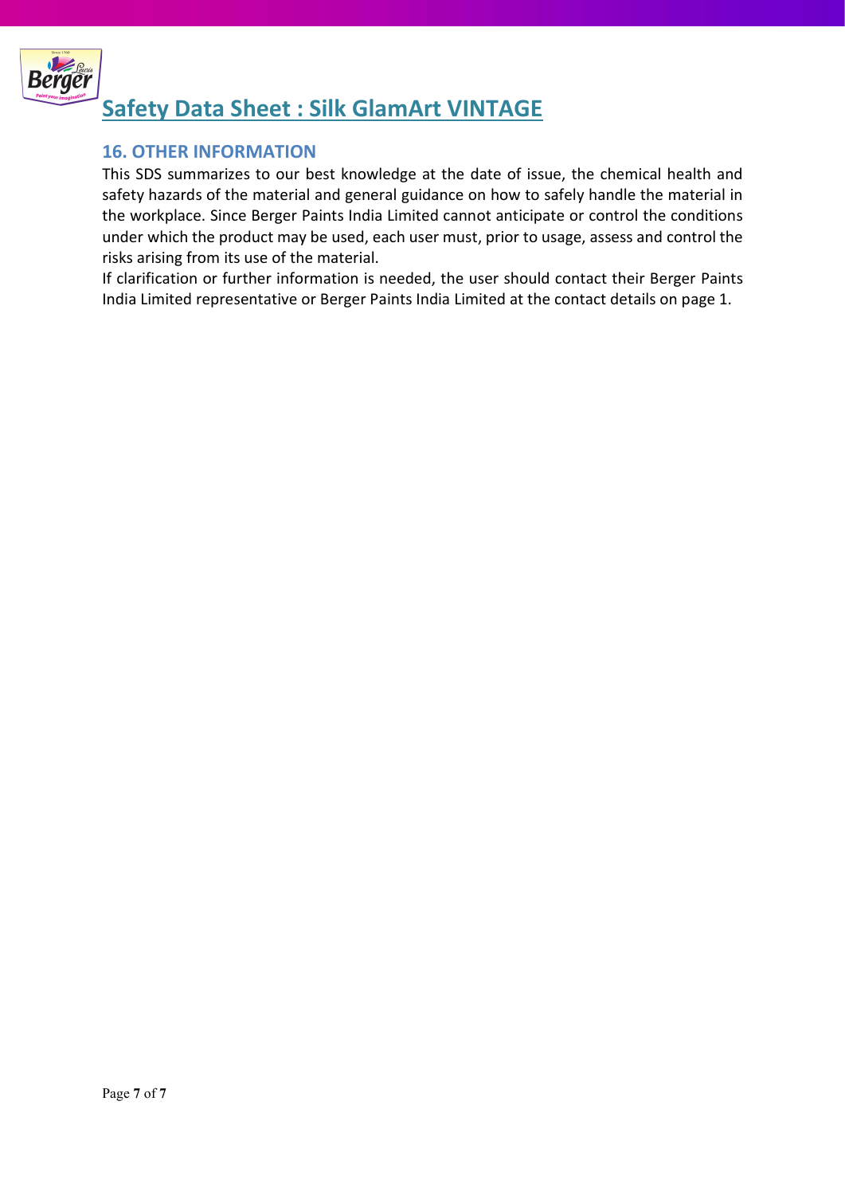# Safety Data Sheet : Silk GlamArt VINTAGE

## 16. OTHER INFORMATION

This SDS summarizes to our best knowledge at the date of issue, the chemical health and safety hazards of the material and general guidance on how to safely handle the material in the workplace. Since Berger Paints India Limited cannot anticipate or control the conditions under which the product may be used, each user must, prior to usage, assess and control the risks arising from its use of the material.

If clarification or further information is needed, the user should contact their Berger Paints India Limited representative or Berger Paints India Limited at the contact details on page 1.